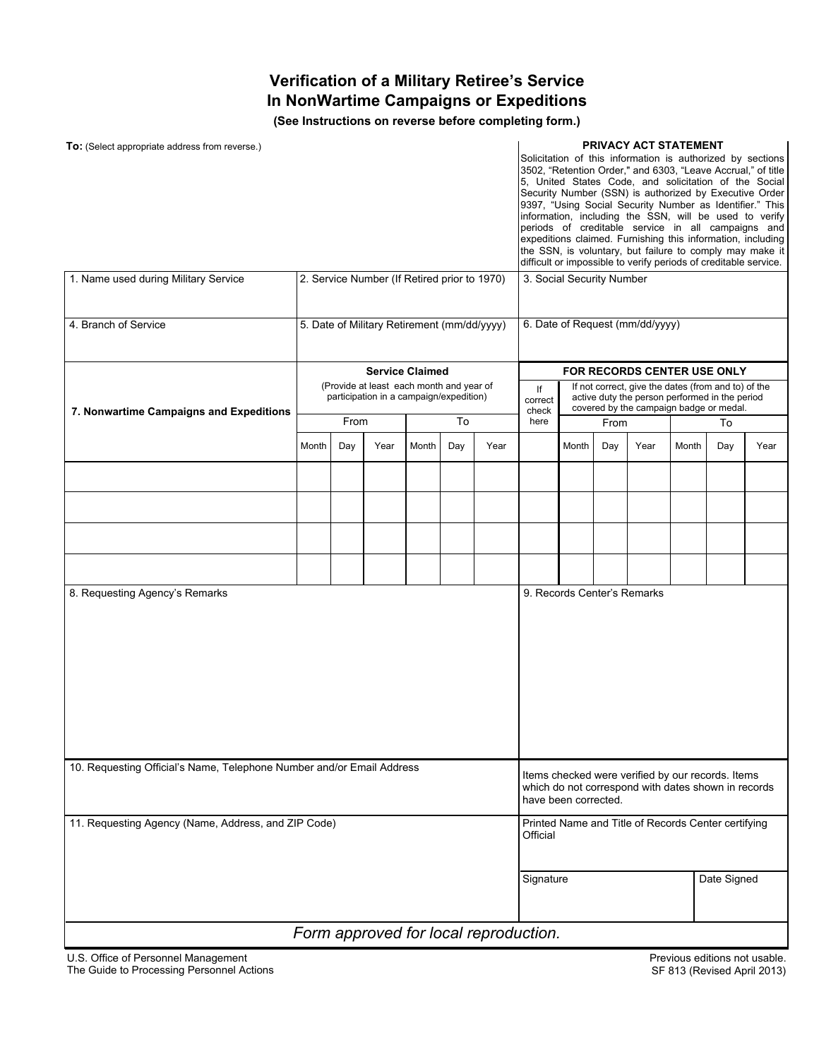# Verification of a Military Retiree's Service In NonWartime Campaigns or Expeditions

**(See Instructions on reverse before completing form.)**

**To:** (Select appropriate address from reverse.)

**PRIVACY ACT STATEMENT**

Solicitation of this information is authorized by sections 3502, "Retention Order," and 6303, "Leave Accrual," of title 5, United States Code, and solicitation of the Social Security Number (SSN) is authorized by Executive Order 9397, "Using Social Security Number as Identifier." This information, including the SSN, will be used to verify periods of creditable service in all campaigns and expeditions claimed. Furnishing this information, including the SSN, is voluntary, but failure to comply may make it difficult or impossible to verify periods of creditable service.

| 1. Name used during Military Service | 2. Service Number (If Retired prior to 1970) | 3. Social Security Number |
|---|---|---|
| | | |

| 4. Branch of Service | 5. Date of Military Retirement (mm/dd/yyyy) | 6. Date of Request (mm/dd/yyyy) |
|---|---|---|
| | | |

| 7. Nonwartime Campaigns and Expeditions | **Service Claimed** (Provide at least each month and year of participation in a campaign/expedition) | | | | | | **FOR RECORDS CENTER USE ONLY** | | | | | | |
|---|---|---|---|---|---|---|---|---|---|---|---|---|---|
| | From | | | To | | | If correct check here | If not correct, give the dates (from and to) of the active duty the person performed in the period covered by the campaign badge or medal. | | | | | |
| | | | | | | | | From | | | To | | |
| | Month | Day | Year | Month | Day | Year | | Month | Day | Year | Month | Day | Year |
| | | | | | | | | | | | | | |
| | | | | | | | | | | | | | |
| | | | | | | | | | | | | | |
| | | | | | | | | | | | | | |

| 8. Requesting Agency's Remarks | 9. Records Center's Remarks |
|---|---|
| | |

| 10. Requesting Official's Name, Telephone Number and/or Email Address | Items checked were verified by our records. Items which do not correspond with dates shown in records have been corrected. | |
|---|---|---|
| 11. Requesting Agency (Name, Address, and ZIP Code) | Printed Name and Title of Records Center certifying Official | |
| | Signature | Date Signed |

*Form approved for local reproduction.*

U.S. Office of Personnel Management
The Guide to Processing Personnel Actions

Previous editions not usable.
SF 813 (Revised April 2013)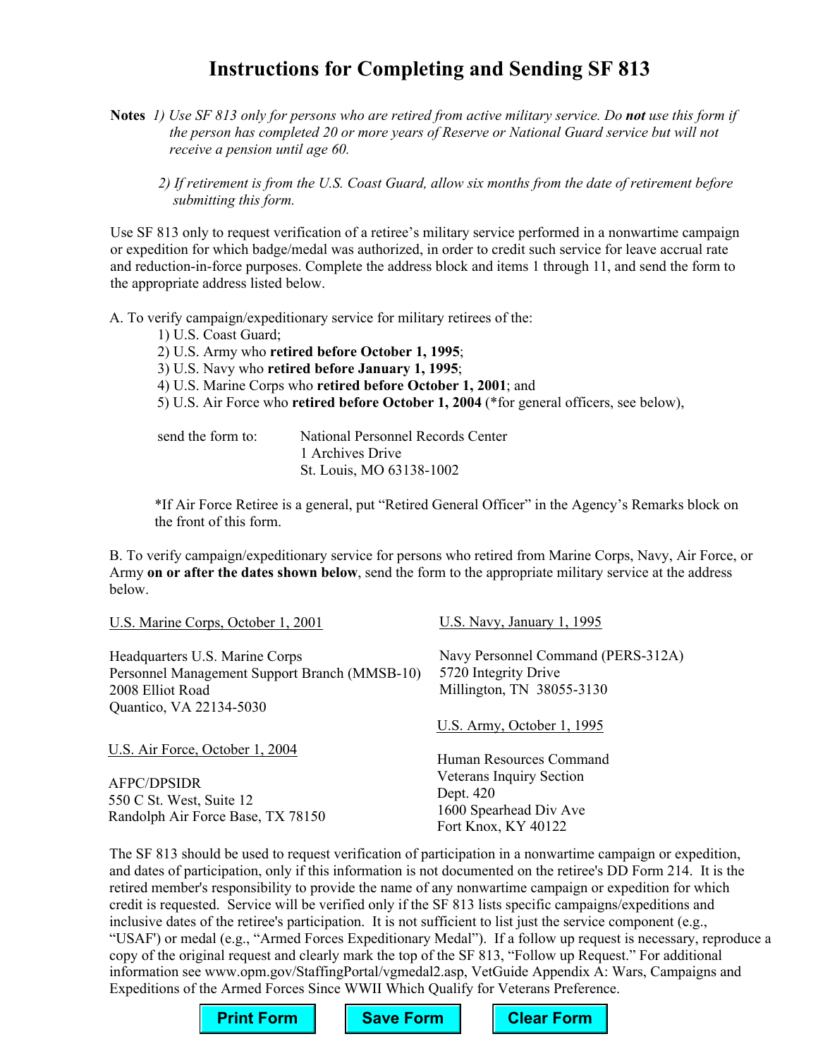# Instructions for Completing and Sending SF 813

**Notes** *1) Use SF 813 only for persons who are retired from active military service. Do **not** use this form if the person has completed 20 or more years of Reserve or National Guard service but will not receive a pension until age 60.*

*2) If retirement is from the U.S. Coast Guard, allow six months from the date of retirement before submitting this form.*

Use SF 813 only to request verification of a retiree's military service performed in a nonwartime campaign or expedition for which badge/medal was authorized, in order to credit such service for leave accrual rate and reduction-in-force purposes. Complete the address block and items 1 through 11, and send the form to the appropriate address listed below.

A. To verify campaign/expeditionary service for military retirees of the:

1) U.S. Coast Guard;
2) U.S. Army who **retired before October 1, 1995**;
3) U.S. Navy who **retired before January 1, 1995**;
4) U.S. Marine Corps who **retired before October 1, 2001**; and
5) U.S. Air Force who **retired before October 1, 2004** (*for general officers, see below),

send the form to:

National Personnel Records Center
1 Archives Drive
St. Louis, MO 63138-1002

*If Air Force Retiree is a general, put "Retired General Officer" in the Agency's Remarks block on the front of this form.

B. To verify campaign/expeditionary service for persons who retired from Marine Corps, Navy, Air Force, or Army **on or after the dates shown below**, send the form to the appropriate military service at the address below.

U.S. Marine Corps, October 1, 2001

Headquarters U.S. Marine Corps
Personnel Management Support Branch (MMSB-10)
2008 Elliot Road
Quantico, VA 22134-5030

U.S. Air Force, October 1, 2004

AFPC/DPSIDR
550 C St. West, Suite 12
Randolph Air Force Base, TX 78150

U.S. Navy, January 1, 1995

Navy Personnel Command (PERS-312A)
5720 Integrity Drive
Millington, TN 38055-3130

U.S. Army, October 1, 1995

Human Resources Command
Veterans Inquiry Section
Dept. 420
1600 Spearhead Div Ave
Fort Knox, KY 40122

The SF 813 should be used to request verification of participation in a nonwartime campaign or expedition, and dates of participation, only if this information is not documented on the retiree's DD Form 214. It is the retired member's responsibility to provide the name of any nonwartime campaign or expedition for which credit is requested. Service will be verified only if the SF 813 lists specific campaigns/expeditions and inclusive dates of the retiree's participation. It is not sufficient to list just the service component (e.g., "USAF') or medal (e.g., "Armed Forces Expeditionary Medal"). If a follow up request is necessary, reproduce a copy of the original request and clearly mark the top of the SF 813, "Follow up Request." For additional information see www.opm.gov/StaffingPortal/vgmedal2.asp, VetGuide Appendix A: Wars, Campaigns and Expeditions of the Armed Forces Since WWII Which Qualify for Veterans Preference.

Print Form | Save Form | Clear Form